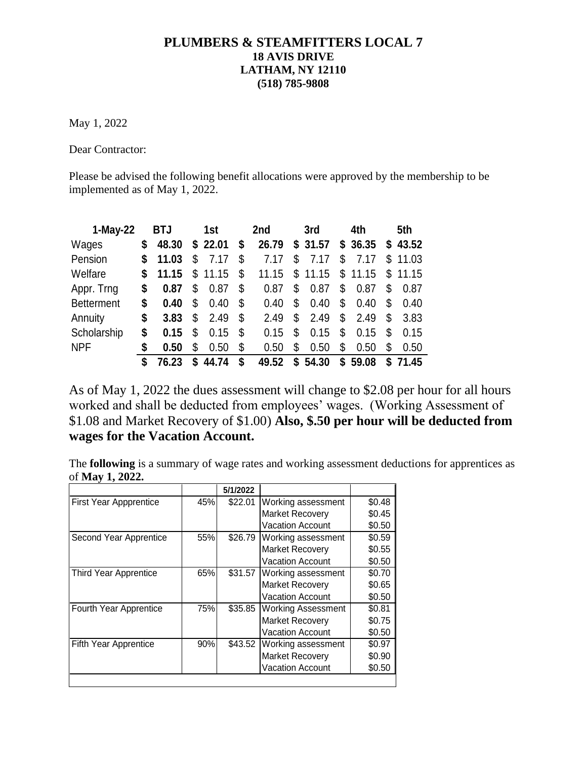**PLUMBERS & STEAMFITTERS LOCAL 7**
**18 AVIS DRIVE**
**LATHAM, NY 12110**
**(518) 785-9808**

May 1, 2022

Dear Contractor:

Please be advised the following benefit allocations were approved by the membership to be implemented as of May 1, 2022.

| 1-May-22 | BTJ | 1st | 2nd | 3rd | 4th | 5th |
|---|---|---|---|---|---|---|
| Wages | **$ 48.30** | **$ 22.01** | **$ 26.79** | **$ 31.57** | **$ 36.35** | **$ 43.52** |
| Pension | **$ 11.03** | $ 7.17 | $ 7.17 | $ 7.17 | $ 7.17 | $ 11.03 |
| Welfare | **$ 11.15** | $ 11.15 | $ 11.15 | $ 11.15 | $ 11.15 | $ 11.15 |
| Appr. Trng | **$ 0.87** | $ 0.87 | $ 0.87 | $ 0.87 | $ 0.87 | $ 0.87 |
| Betterment | **$ 0.40** | $ 0.40 | $ 0.40 | $ 0.40 | $ 0.40 | $ 0.40 |
| Annuity | **$ 3.83** | $ 2.49 | $ 2.49 | $ 2.49 | $ 2.49 | $ 3.83 |
| Scholarship | **$ 0.15** | $ 0.15 | $ 0.15 | $ 0.15 | $ 0.15 | $ 0.15 |
| NPF | **$ 0.50** | $ 0.50 | $ 0.50 | $ 0.50 | $ 0.50 | $ 0.50 |
| | **$ 76.23** | **$ 44.74** | **$ 49.52** | **$ 54.30** | **$ 59.08** | **$ 71.45** |

As of May 1, 2022 the dues assessment will change to $2.08 per hour for all hours worked and shall be deducted from employees' wages. (Working Assessment of $1.08 and Market Recovery of $1.00) **Also, $.50 per hour will be deducted from wages for the Vacation Account.**

The **following** is a summary of wage rates and working assessment deductions for apprentices as of **May 1, 2022.**

| | | 5/1/2022 | | |
|---|---|---|---|---|
| First Year Appprentice | 45% | $22.01 | Working assessment | $0.48 |
| | | | Market Recovery | $0.45 |
| | | | Vacation Account | $0.50 |
| Second Year Apprentice | 55% | $26.79 | Working assessment | $0.59 |
| | | | Market Recovery | $0.55 |
| | | | Vacation Account | $0.50 |
| Third Year Apprentice | 65% | $31.57 | Working assessment | $0.70 |
| | | | Market Recovery | $0.65 |
| | | | Vacation Account | $0.50 |
| Fourth Year Apprentice | 75% | $35.85 | Working Assessment | $0.81 |
| | | | Market Recovery | $0.75 |
| | | | Vacation Account | $0.50 |
| Fifth Year Apprentice | 90% | $43.52 | Working assessment | $0.97 |
| | | | Market Recovery | $0.90 |
| | | | Vacation Account | $0.50 |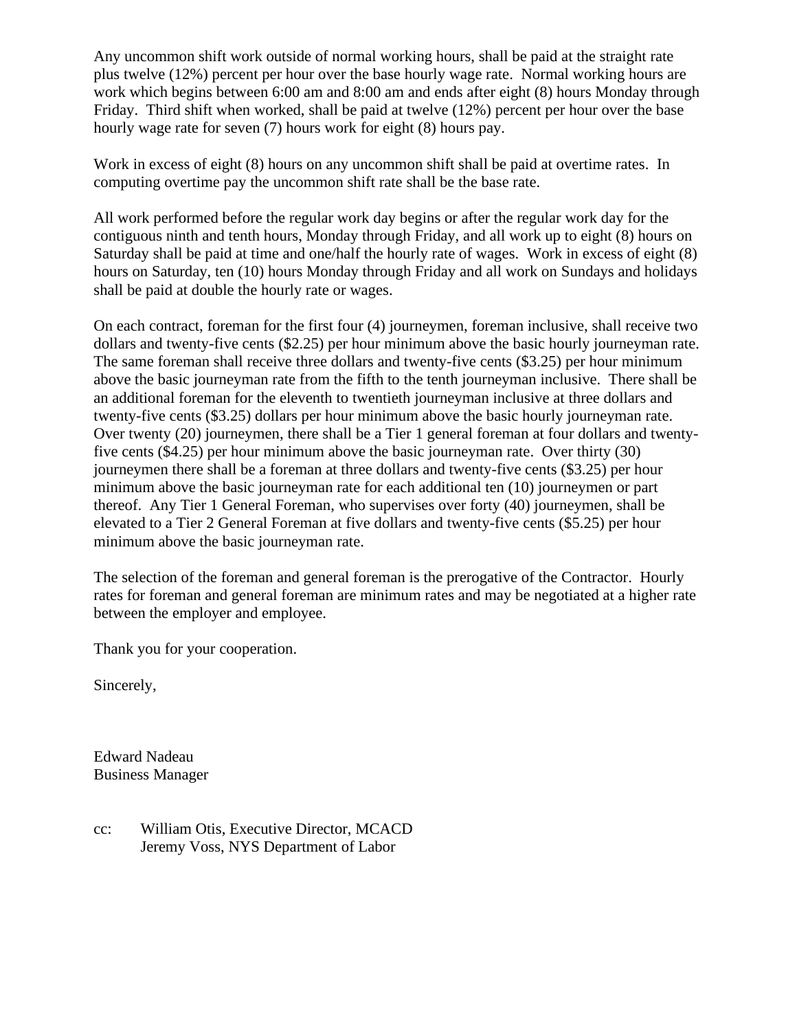Any uncommon shift work outside of normal working hours, shall be paid at the straight rate plus twelve (12%) percent per hour over the base hourly wage rate. Normal working hours are work which begins between 6:00 am and 8:00 am and ends after eight (8) hours Monday through Friday. Third shift when worked, shall be paid at twelve (12%) percent per hour over the base hourly wage rate for seven (7) hours work for eight (8) hours pay.

Work in excess of eight (8) hours on any uncommon shift shall be paid at overtime rates. In computing overtime pay the uncommon shift rate shall be the base rate.

All work performed before the regular work day begins or after the regular work day for the contiguous ninth and tenth hours, Monday through Friday, and all work up to eight (8) hours on Saturday shall be paid at time and one/half the hourly rate of wages. Work in excess of eight (8) hours on Saturday, ten (10) hours Monday through Friday and all work on Sundays and holidays shall be paid at double the hourly rate or wages.

On each contract, foreman for the first four (4) journeymen, foreman inclusive, shall receive two dollars and twenty-five cents ($2.25) per hour minimum above the basic hourly journeyman rate. The same foreman shall receive three dollars and twenty-five cents ($3.25) per hour minimum above the basic journeyman rate from the fifth to the tenth journeyman inclusive. There shall be an additional foreman for the eleventh to twentieth journeyman inclusive at three dollars and twenty-five cents ($3.25) dollars per hour minimum above the basic hourly journeyman rate. Over twenty (20) journeymen, there shall be a Tier 1 general foreman at four dollars and twenty-five cents ($4.25) per hour minimum above the basic journeyman rate. Over thirty (30) journeymen there shall be a foreman at three dollars and twenty-five cents ($3.25) per hour minimum above the basic journeyman rate for each additional ten (10) journeymen or part thereof. Any Tier 1 General Foreman, who supervises over forty (40) journeymen, shall be elevated to a Tier 2 General Foreman at five dollars and twenty-five cents ($5.25) per hour minimum above the basic journeyman rate.

The selection of the foreman and general foreman is the prerogative of the Contractor. Hourly rates for foreman and general foreman are minimum rates and may be negotiated at a higher rate between the employer and employee.

Thank you for your cooperation.

Sincerely,

Edward Nadeau
Business Manager

cc: William Otis, Executive Director, MCACD
Jeremy Voss, NYS Department of Labor